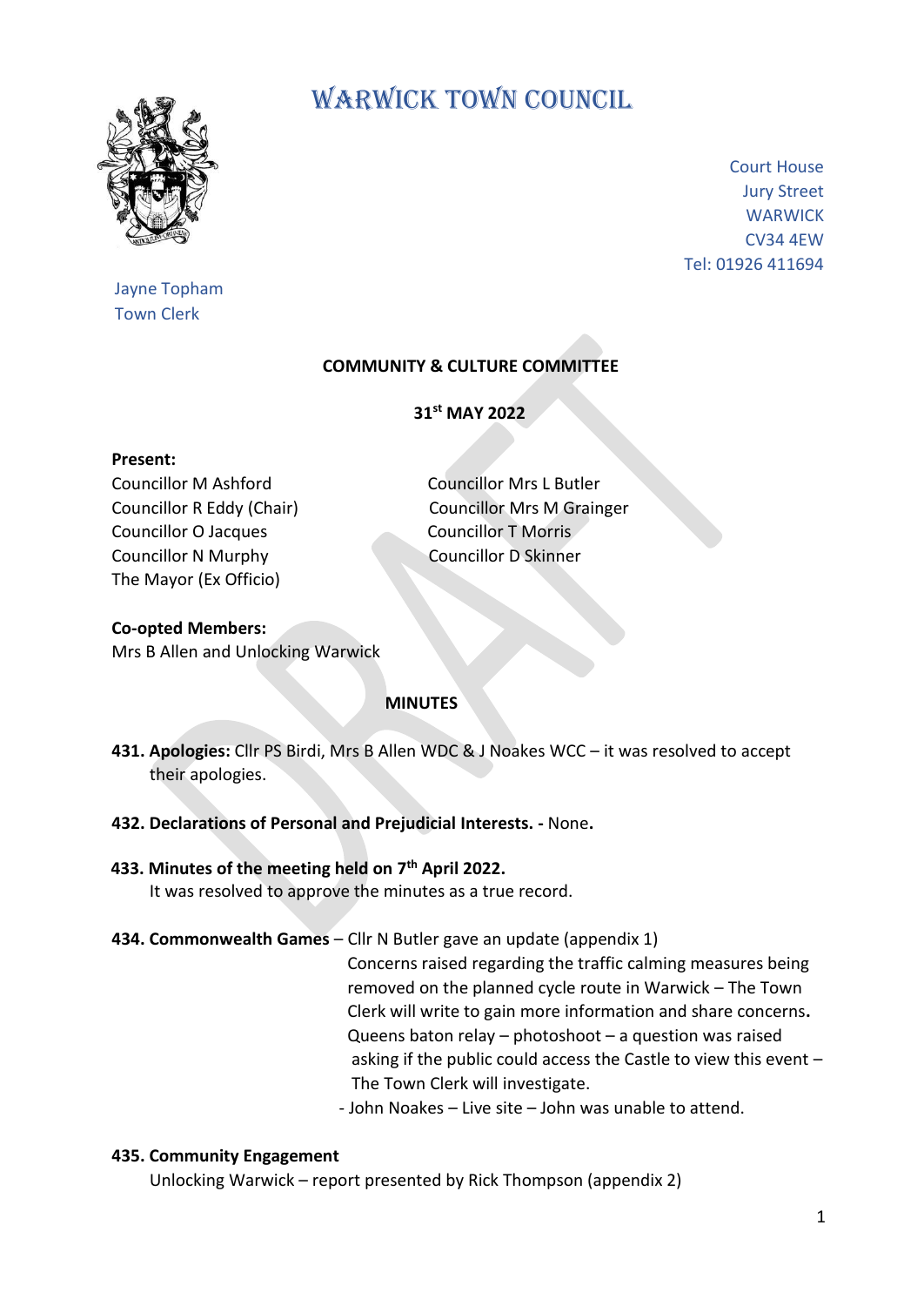# WARWICK TOWN COUNCIL

Court House
Jury Street
WARWICK
CV34 4EW
Tel: 01926 411694

Jayne Topham
Town Clerk

## COMMUNITY & CULTURE COMMITTEE

**31st MAY 2022**

**Present:**

Councillor M Ashford
Councillor R Eddy (Chair)
Councillor O Jacques
Councillor N Murphy
The Mayor (Ex Officio)
Councillor Mrs L Butler
Councillor Mrs M Grainger
Councillor T Morris
Councillor D Skinner

**Co-opted Members:**
Mrs B Allen and Unlocking Warwick

## MINUTES

**431. Apologies:** Cllr PS Birdi, Mrs B Allen WDC & J Noakes WCC – it was resolved to accept their apologies.

**432. Declarations of Personal and Prejudicial Interests. -** None**.**

**433. Minutes of the meeting held on 7th April 2022.**
It was resolved to approve the minutes as a true record.

**434. Commonwealth Games** – Cllr N Butler gave an update (appendix 1)
Concerns raised regarding the traffic calming measures being removed on the planned cycle route in Warwick – The Town Clerk will write to gain more information and share concerns**.**
Queens baton relay – photoshoot – a question was raised asking if the public could access the Castle to view this event – The Town Clerk will investigate.
- John Noakes – Live site – John was unable to attend.

**435. Community Engagement**
Unlocking Warwick – report presented by Rick Thompson (appendix 2)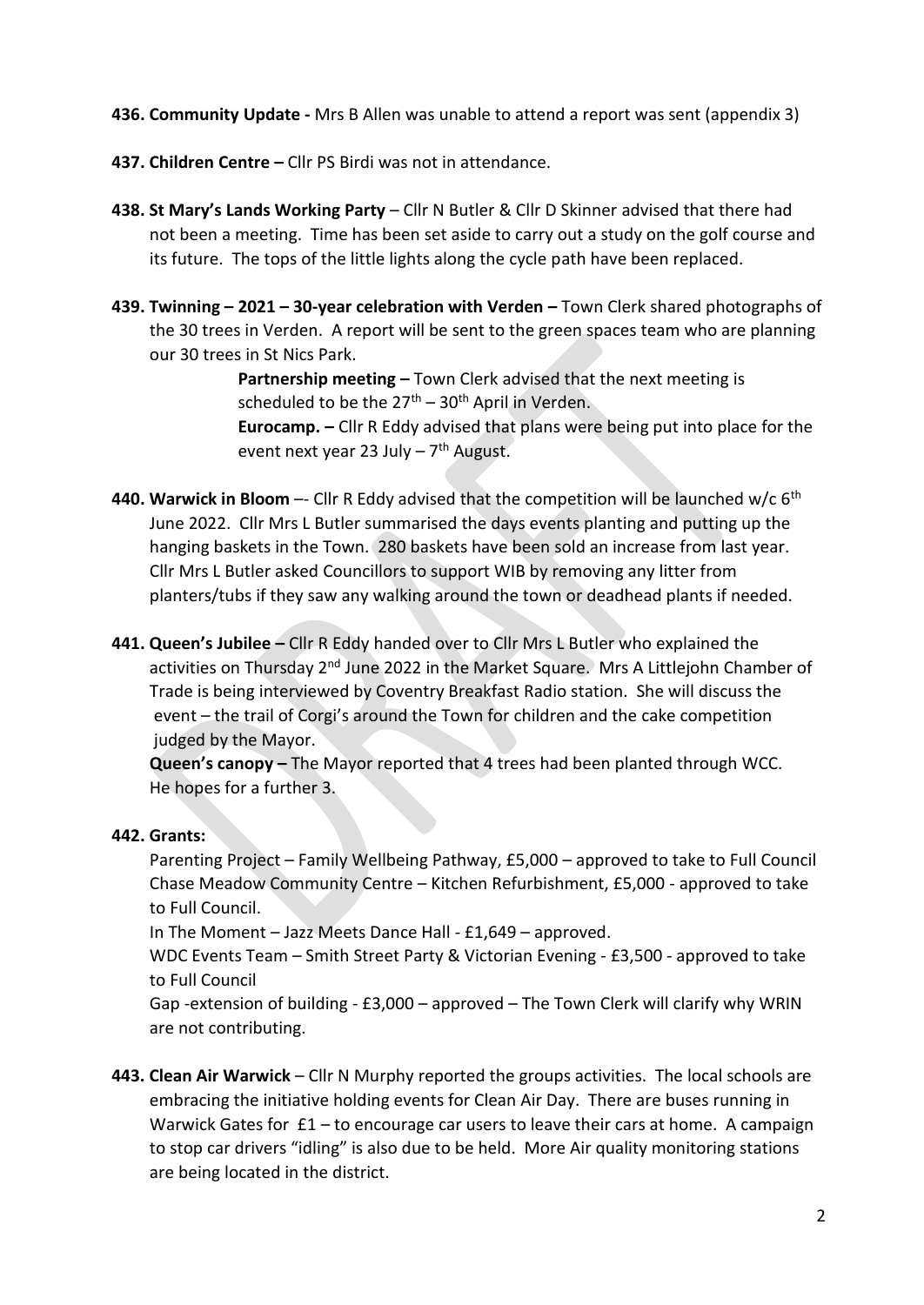**436. Community Update -** Mrs B Allen was unable to attend a report was sent (appendix 3)

**437. Children Centre –** Cllr PS Birdi was not in attendance.

**438. St Mary's Lands Working Party** – Cllr N Butler & Cllr D Skinner advised that there had not been a meeting. Time has been set aside to carry out a study on the golf course and its future. The tops of the little lights along the cycle path have been replaced.

**439. Twinning – 2021 – 30-year celebration with Verden –** Town Clerk shared photographs of the 30 trees in Verden. A report will be sent to the green spaces team who are planning our 30 trees in St Nics Park.

**Partnership meeting –** Town Clerk advised that the next meeting is scheduled to be the 27th – 30th April in Verden.

**Eurocamp. –** Cllr R Eddy advised that plans were being put into place for the event next year 23 July – 7th August.

**440. Warwick in Bloom** –- Cllr R Eddy advised that the competition will be launched w/c 6th June 2022. Cllr Mrs L Butler summarised the days events planting and putting up the hanging baskets in the Town. 280 baskets have been sold an increase from last year. Cllr Mrs L Butler asked Councillors to support WIB by removing any litter from planters/tubs if they saw any walking around the town or deadhead plants if needed.

**441. Queen's Jubilee –** Cllr R Eddy handed over to Cllr Mrs L Butler who explained the activities on Thursday 2nd June 2022 in the Market Square. Mrs A Littlejohn Chamber of Trade is being interviewed by Coventry Breakfast Radio station. She will discuss the event – the trail of Corgi's around the Town for children and the cake competition judged by the Mayor.

**Queen's canopy –** The Mayor reported that 4 trees had been planted through WCC. He hopes for a further 3.

**442. Grants:**

Parenting Project – Family Wellbeing Pathway, £5,000 – approved to take to Full Council

Chase Meadow Community Centre – Kitchen Refurbishment, £5,000 - approved to take to Full Council.

In The Moment – Jazz Meets Dance Hall - £1,649 – approved.

WDC Events Team – Smith Street Party & Victorian Evening - £3,500 - approved to take to Full Council

Gap -extension of building - £3,000 – approved – The Town Clerk will clarify why WRIN are not contributing.

**443. Clean Air Warwick** – Cllr N Murphy reported the groups activities. The local schools are embracing the initiative holding events for Clean Air Day. There are buses running in Warwick Gates for £1 – to encourage car users to leave their cars at home. A campaign to stop car drivers "idling" is also due to be held. More Air quality monitoring stations are being located in the district.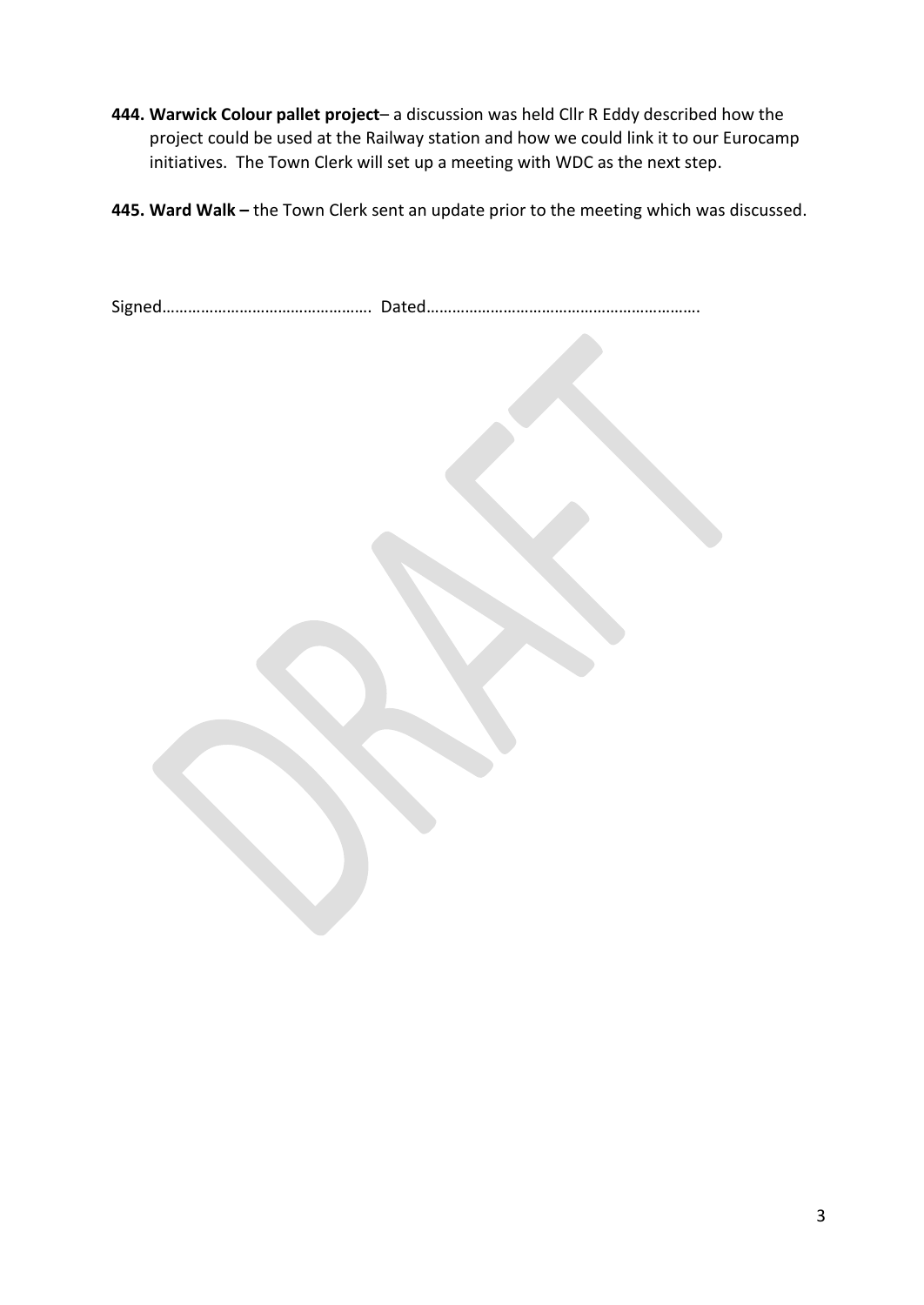**444. Warwick Colour pallet project**– a discussion was held Cllr R Eddy described how the project could be used at the Railway station and how we could link it to our Eurocamp initiatives. The Town Clerk will set up a meeting with WDC as the next step.

**445. Ward Walk –** the Town Clerk sent an update prior to the meeting which was discussed.

Signed…………………………………………. Dated……………………………………………………….

DRAFT